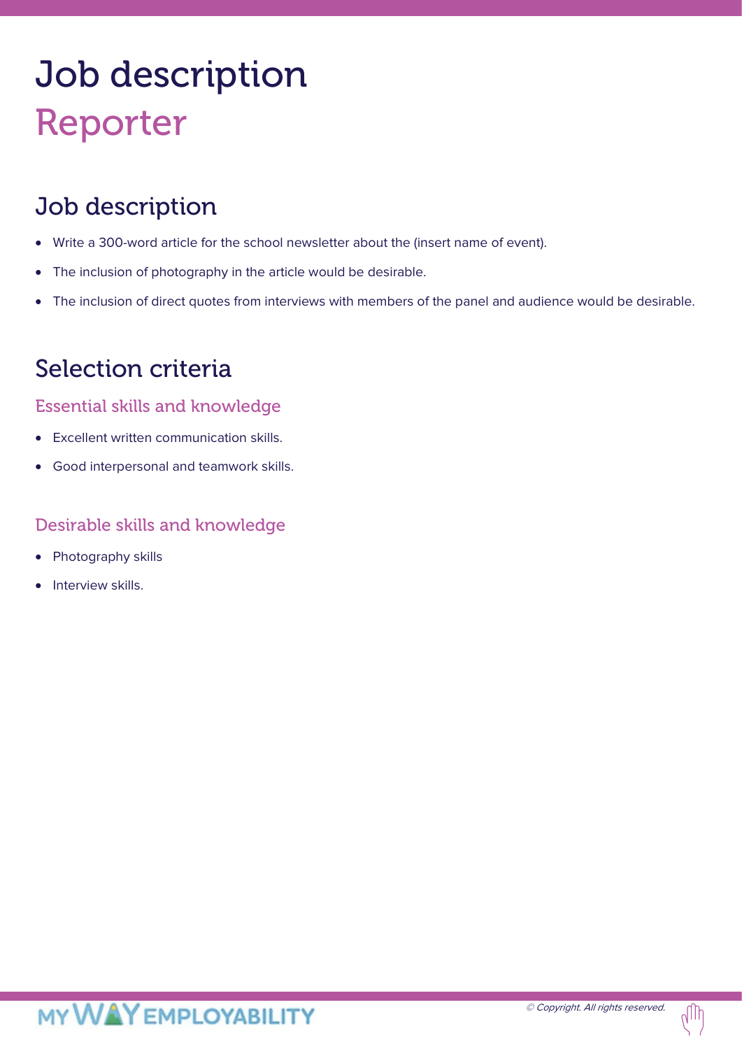# Job description
## Reporter

## Job description

- Write a 300-word article for the school newsletter about the (insert name of event).
- The inclusion of photography in the article would be desirable.
- The inclusion of direct quotes from interviews with members of the panel and audience would be desirable.

## Selection criteria

### Essential skills and knowledge

- Excellent written communication skills.
- Good interpersonal and teamwork skills.

### Desirable skills and knowledge

- Photography skills
- Interview skills.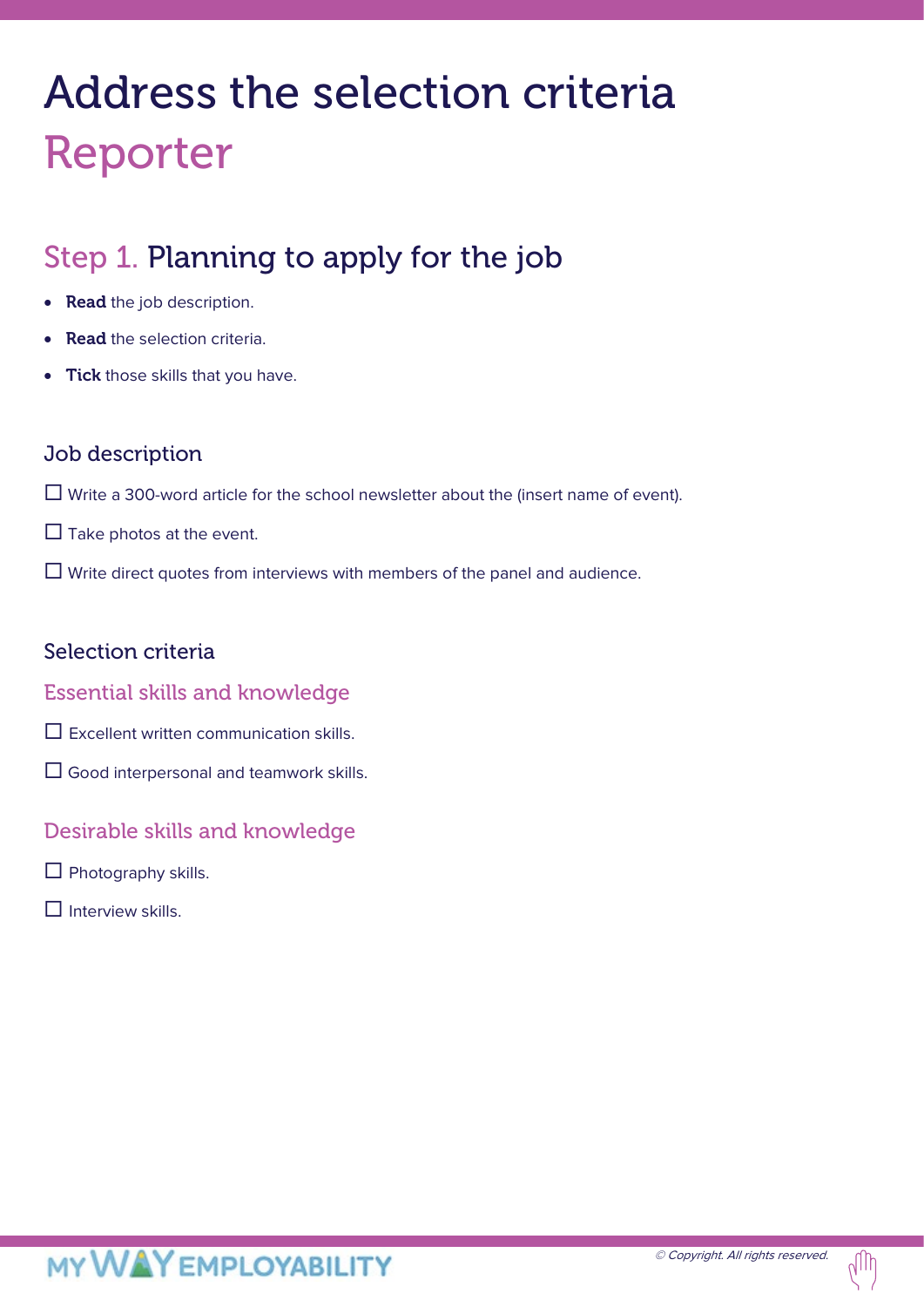# Address the selection criteria
# Reporter

## Step 1. Planning to apply for the job

- **Read** the job description.
- **Read** the selection criteria.
- **Tick** those skills that you have.

### Job description

☐ Write a 300-word article for the school newsletter about the (insert name of event).

☐ Take photos at the event.

☐ Write direct quotes from interviews with members of the panel and audience.

### Selection criteria

#### Essential skills and knowledge

☐ Excellent written communication skills.

☐ Good interpersonal and teamwork skills.

#### Desirable skills and knowledge

☐ Photography skills.

☐ Interview skills.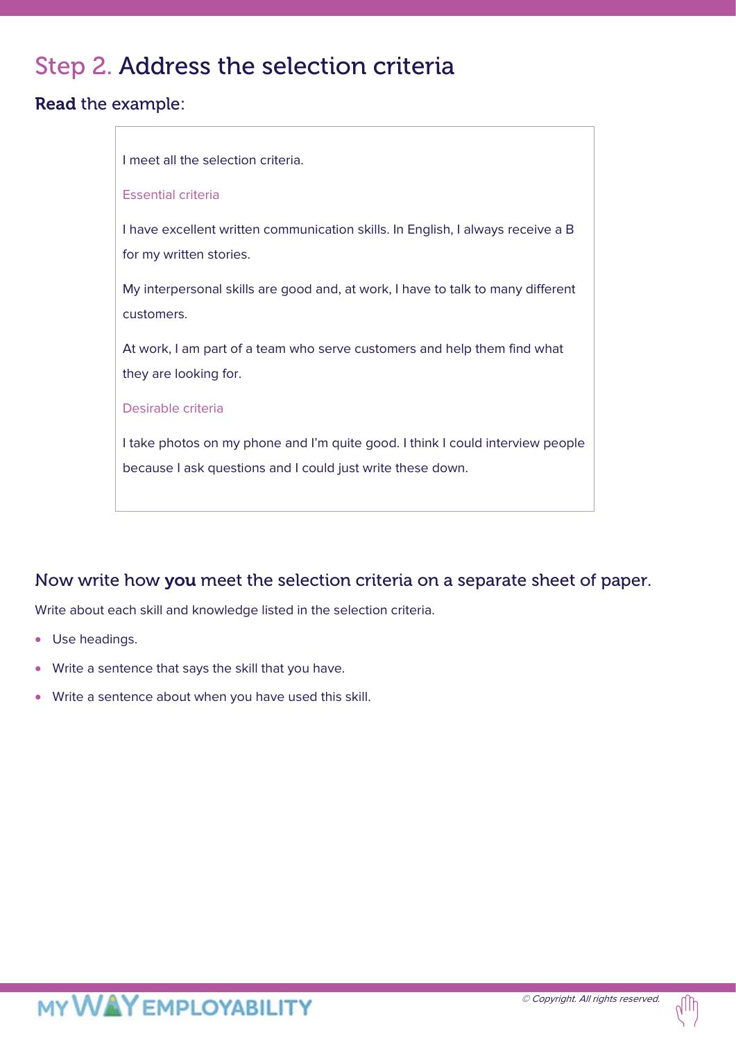# Step 2. Address the selection criteria

**Read** the example:

> I meet all the selection criteria.
>
> Essential criteria
>
> I have excellent written communication skills. In English, I always receive a B for my written stories.
>
> My interpersonal skills are good and, at work, I have to talk to many different customers.
>
> At work, I am part of a team who serve customers and help them find what they are looking for.
>
> Desirable criteria
>
> I take photos on my phone and I'm quite good. I think I could interview people because I ask questions and I could just write these down.

## Now write how **you** meet the selection criteria on a separate sheet of paper.

Write about each skill and knowledge listed in the selection criteria.

- Use headings.
- Write a sentence that says the skill that you have.
- Write a sentence about when you have used this skill.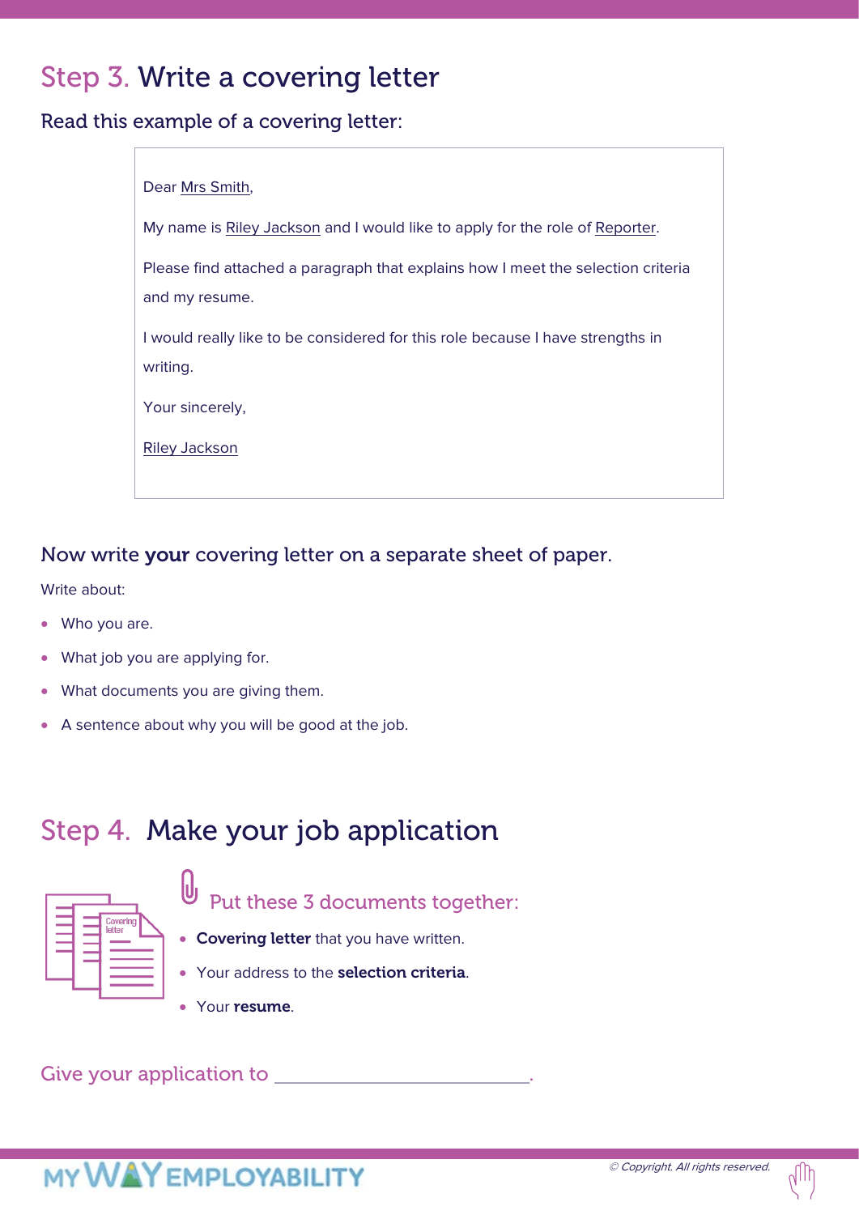## Step 3. Write a covering letter

Read this example of a covering letter:

> Dear Mrs Smith,
>
> My name is Riley Jackson and I would like to apply for the role of Reporter.
>
> Please find attached a paragraph that explains how I meet the selection criteria and my resume.
>
> I would really like to be considered for this role because I have strengths in writing.
>
> Your sincerely,
>
> Riley Jackson

### Now write **your** covering letter on a separate sheet of paper.

Write about:

- Who you are.
- What job you are applying for.
- What documents you are giving them.
- A sentence about why you will be good at the job.

## Step 4. Make your job application

### Put these 3 documents together:

- **Covering letter** that you have written.
- Your address to the **selection criteria**.
- Your **resume**.

Give your application to ______________________________.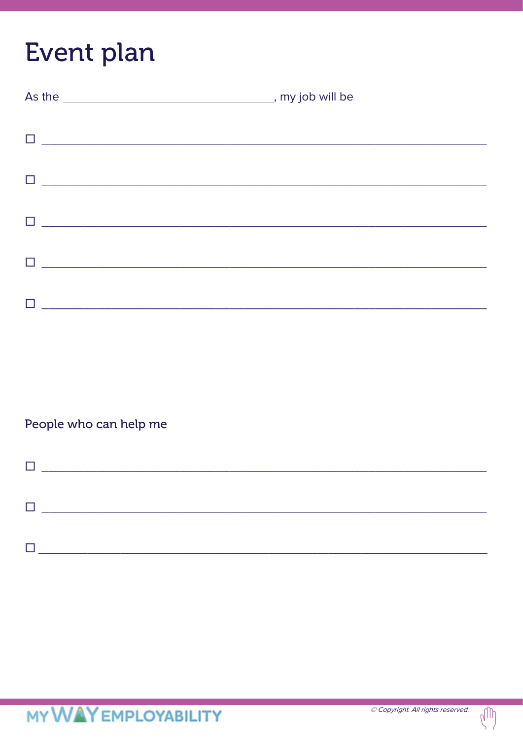# Event plan

As the ________________________________, my job will be

☐ ______________________________________________________________________

☐ ______________________________________________________________________

☐ ______________________________________________________________________

☐ ______________________________________________________________________

☐ ______________________________________________________________________

People who can help me

☐ ______________________________________________________________________

☐ ______________________________________________________________________

☐ ______________________________________________________________________